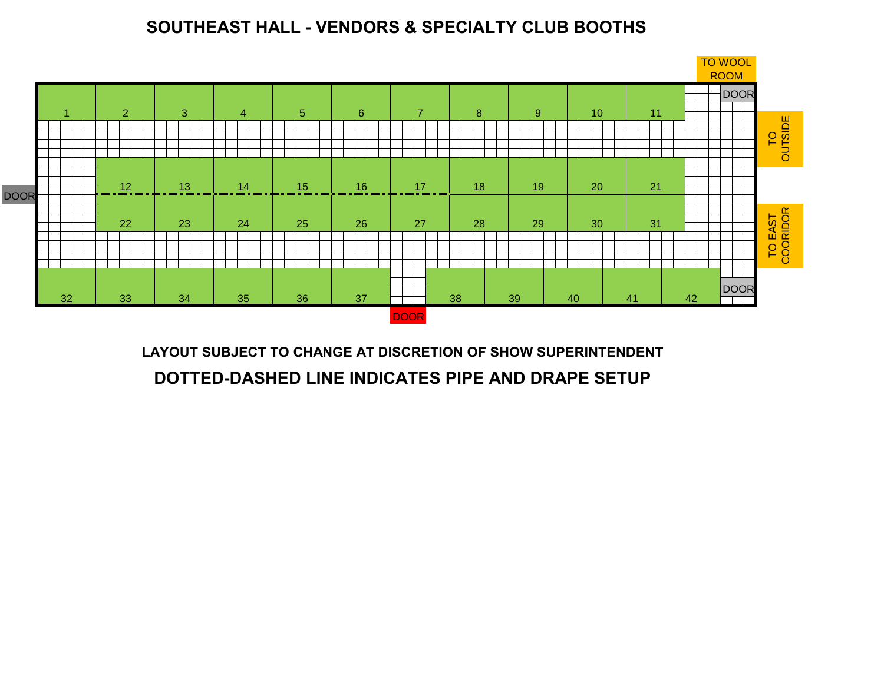# SOUTHEAST HALL - VENDORS & SPECIALTY CLUB BOOTHS

TO WOOL ROOM

DOOR

| 1 | 2 | 3 | 4 | 5 | 6 | 7 | 8 | 9 | 10 | 11 |
|---|---|---|---|---|---|---|---|---|---|---|

TO OUTSIDE

DOOR

| 12 | 13 | 14 | 15 | 16 | 17 | 18 | 19 | 20 | 21 |
|---|---|---|---|---|---|---|---|---|---|
| 22 | 23 | 24 | 25 | 26 | 27 | 28 | 29 | 30 | 31 |

TO EAST COORIDOR

| 32 | 33 | 34 | 35 | 36 | 37 | 38 | 39 | 40 | 41 | 42 |
|---|---|---|---|---|---|---|---|---|---|---|

DOOR

DOOR

**LAYOUT SUBJECT TO CHANGE AT DISCRETION OF SHOW SUPERINTENDENT**

**DOTTED-DASHED LINE INDICATES PIPE AND DRAPE SETUP**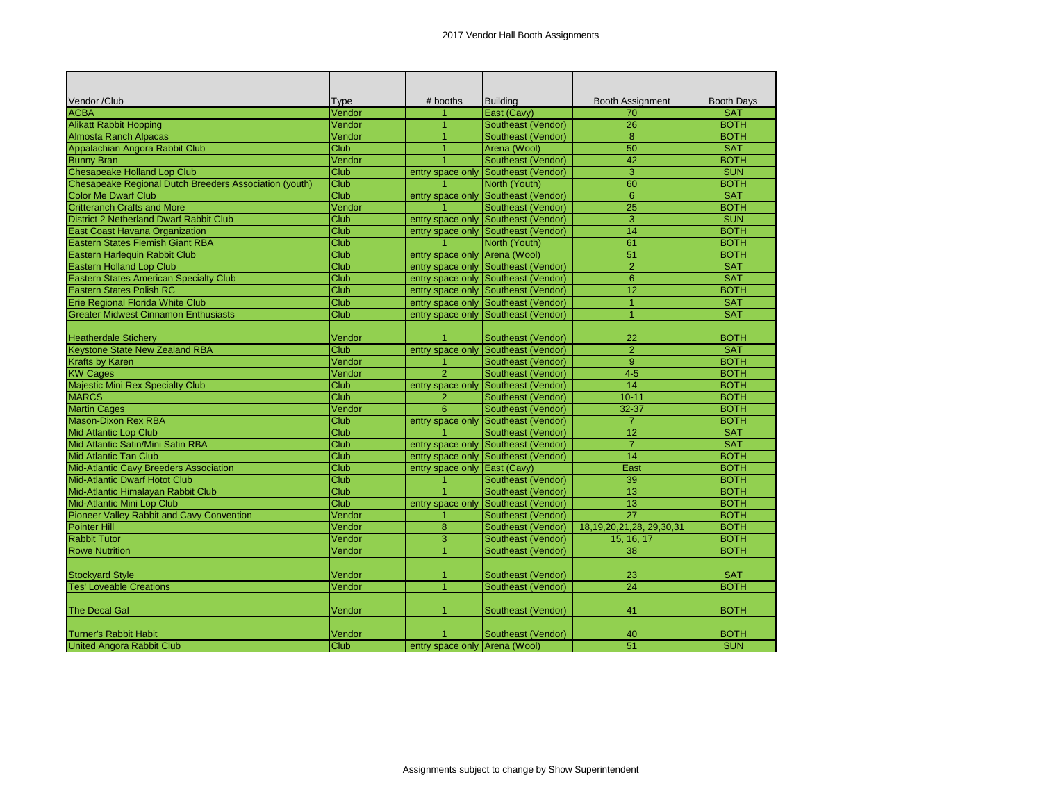# 2017 Vendor Hall Booth Assignments

| Vendor /Club | Type | # booths | Building | Booth Assignment | Booth Days |
|---|---|---|---|---|---|
| ACBA | Vendor | 1 | East (Cavy) | 70 | SAT |
| Alikatt Rabbit Hopping | Vendor | 1 | Southeast (Vendor) | 26 | BOTH |
| Almosta Ranch Alpacas | Vendor | 1 | Southeast (Vendor) | 8 | BOTH |
| Appalachian Angora Rabbit Club | Club | 1 | Arena (Wool) | 50 | SAT |
| Bunny Bran | Vendor | 1 | Southeast (Vendor) | 42 | BOTH |
| Chesapeake Holland Lop Club | Club | entry space only | Southeast (Vendor) | 3 | SUN |
| Chesapeake Regional Dutch Breeders Association (youth) | Club | 1 | North (Youth) | 60 | BOTH |
| Color Me Dwarf Club | Club | entry space only | Southeast (Vendor) | 6 | SAT |
| Critteranch Crafts and More | Vendor | 1 | Southeast (Vendor) | 25 | BOTH |
| District 2 Netherland Dwarf Rabbit Club | Club | entry space only | Southeast (Vendor) | 3 | SUN |
| East Coast Havana Organization | Club | entry space only | Southeast (Vendor) | 14 | BOTH |
| Eastern States Flemish Giant RBA | Club | 1 | North (Youth) | 61 | BOTH |
| Eastern Harlequin Rabbit Club | Club | entry space only | Arena (Wool) | 51 | BOTH |
| Eastern Holland Lop Club | Club | entry space only | Southeast (Vendor) | 2 | SAT |
| Eastern States American Specialty Club | Club | entry space only | Southeast (Vendor) | 6 | SAT |
| Eastern States Polish RC | Club | entry space only | Southeast (Vendor) | 12 | BOTH |
| Erie Regional Florida White Club | Club | entry space only | Southeast (Vendor) | 1 | SAT |
| Greater Midwest Cinnamon Enthusiasts | Club | entry space only | Southeast (Vendor) | 1 | SAT |
| Heatherdale Stichery | Vendor | 1 | Southeast (Vendor) | 22 | BOTH |
| Keystone State New Zealand RBA | Club | entry space only | Southeast (Vendor) | 2 | SAT |
| Krafts by Karen | Vendor | 1 | Southeast (Vendor) | 9 | BOTH |
| KW Cages | Vendor | 2 | Southeast (Vendor) | 4-5 | BOTH |
| Majestic Mini Rex Specialty Club | Club | entry space only | Southeast (Vendor) | 14 | BOTH |
| MARCS | Club | 2 | Southeast (Vendor) | 10-11 | BOTH |
| Martin Cages | Vendor | 6 | Southeast (Vendor) | 32-37 | BOTH |
| Mason-Dixon Rex RBA | Club | entry space only | Southeast (Vendor) | 7 | BOTH |
| Mid Atlantic Lop Club | Club | 1 | Southeast (Vendor) | 12 | SAT |
| Mid Atlantic Satin/Mini Satin RBA | Club | entry space only | Southeast (Vendor) | 7 | SAT |
| Mid Atlantic Tan Club | Club | entry space only | Southeast (Vendor) | 14 | BOTH |
| Mid-Atlantic Cavy Breeders Association | Club | entry space only | East (Cavy) | East | BOTH |
| Mid-Atlantic Dwarf Hotot Club | Club | 1 | Southeast (Vendor) | 39 | BOTH |
| Mid-Atlantic Himalayan Rabbit Club | Club | 1 | Southeast (Vendor) | 13 | BOTH |
| Mid-Atlantic Mini Lop Club | Club | entry space only | Southeast (Vendor) | 13 | BOTH |
| Pioneer Valley Rabbit and Cavy Convention | Vendor | 1 | Southeast (Vendor) | 27 | BOTH |
| Pointer Hill | Vendor | 8 | Southeast (Vendor) | 18,19,20,21,28, 29,30,31 | BOTH |
| Rabbit Tutor | Vendor | 3 | Southeast (Vendor) | 15, 16, 17 | BOTH |
| Rowe Nutrition | Vendor | 1 | Southeast (Vendor) | 38 | BOTH |
| Stockyard Style | Vendor | 1 | Southeast (Vendor) | 23 | SAT |
| Tes' Loveable Creations | Vendor | 1 | Southeast (Vendor) | 24 | BOTH |
| The Decal Gal | Vendor | 1 | Southeast (Vendor) | 41 | BOTH |
| Turner's Rabbit Habit | Vendor | 1 | Southeast (Vendor) | 40 | BOTH |
| United Angora Rabbit Club | Club | entry space only | Arena (Wool) | 51 | SUN |

Assignments subject to change by Show Superintendent